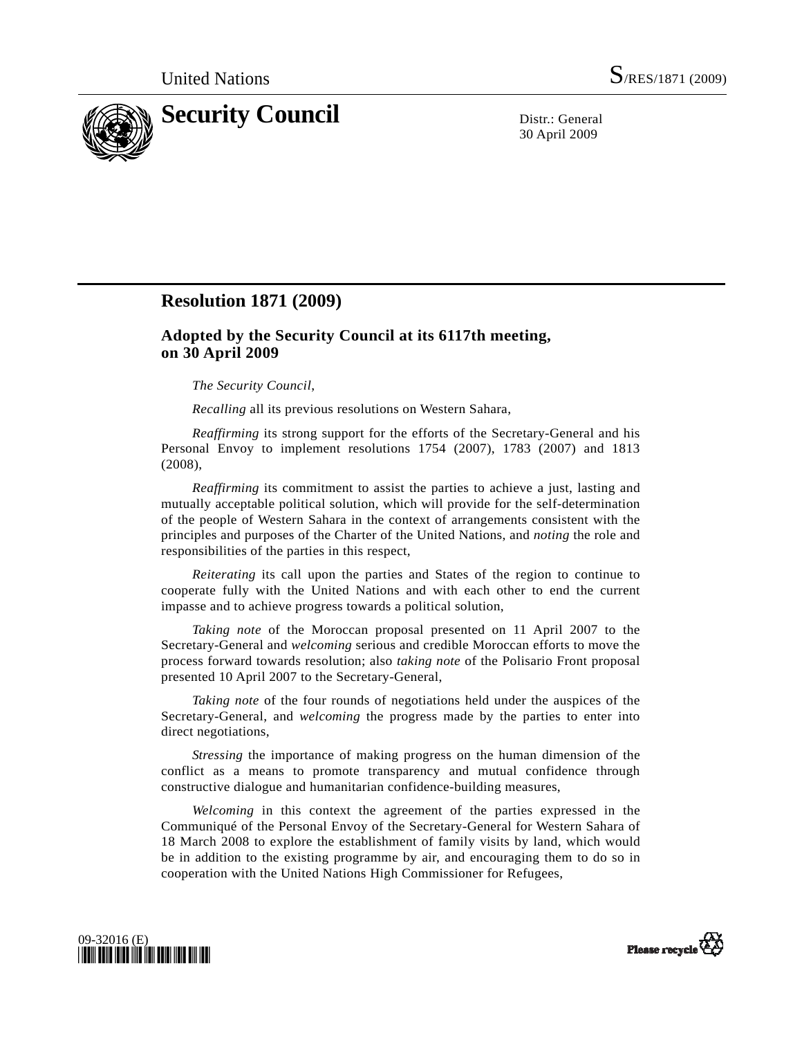United Nations S/RES/1871 (2009)

# Security Council

Distr.: General
30 April 2009

## Resolution 1871 (2009)

### Adopted by the Security Council at its 6117th meeting, on 30 April 2009

*The Security Council*,

*Recalling* all its previous resolutions on Western Sahara,

*Reaffirming* its strong support for the efforts of the Secretary-General and his Personal Envoy to implement resolutions 1754 (2007), 1783 (2007) and 1813 (2008),

*Reaffirming* its commitment to assist the parties to achieve a just, lasting and mutually acceptable political solution, which will provide for the self-determination of the people of Western Sahara in the context of arrangements consistent with the principles and purposes of the Charter of the United Nations, and *noting* the role and responsibilities of the parties in this respect,

*Reiterating* its call upon the parties and States of the region to continue to cooperate fully with the United Nations and with each other to end the current impasse and to achieve progress towards a political solution,

*Taking note* of the Moroccan proposal presented on 11 April 2007 to the Secretary-General and *welcoming* serious and credible Moroccan efforts to move the process forward towards resolution; also *taking note* of the Polisario Front proposal presented 10 April 2007 to the Secretary-General,

*Taking note* of the four rounds of negotiations held under the auspices of the Secretary-General, and *welcoming* the progress made by the parties to enter into direct negotiations,

*Stressing* the importance of making progress on the human dimension of the conflict as a means to promote transparency and mutual confidence through constructive dialogue and humanitarian confidence-building measures,

*Welcoming* in this context the agreement of the parties expressed in the Communiqué of the Personal Envoy of the Secretary-General for Western Sahara of 18 March 2008 to explore the establishment of family visits by land, which would be in addition to the existing programme by air, and encouraging them to do so in cooperation with the United Nations High Commissioner for Refugees,

09-32016 (E)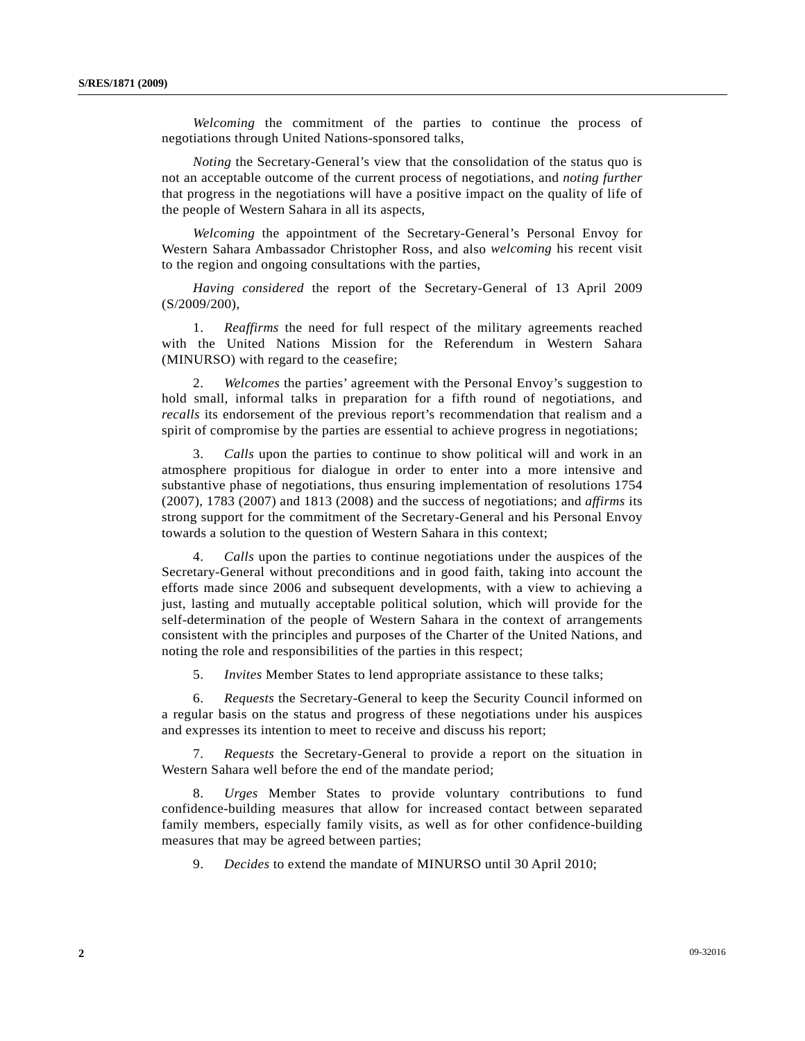*Welcoming* the commitment of the parties to continue the process of negotiations through United Nations-sponsored talks,

*Noting* the Secretary-General's view that the consolidation of the status quo is not an acceptable outcome of the current process of negotiations, and *noting further* that progress in the negotiations will have a positive impact on the quality of life of the people of Western Sahara in all its aspects,

*Welcoming* the appointment of the Secretary-General's Personal Envoy for Western Sahara Ambassador Christopher Ross, and also *welcoming* his recent visit to the region and ongoing consultations with the parties,

*Having considered* the report of the Secretary-General of 13 April 2009 (S/2009/200),

1. *Reaffirms* the need for full respect of the military agreements reached with the United Nations Mission for the Referendum in Western Sahara (MINURSO) with regard to the ceasefire;

2. *Welcomes* the parties' agreement with the Personal Envoy's suggestion to hold small, informal talks in preparation for a fifth round of negotiations, and *recalls* its endorsement of the previous report's recommendation that realism and a spirit of compromise by the parties are essential to achieve progress in negotiations;

3. *Calls* upon the parties to continue to show political will and work in an atmosphere propitious for dialogue in order to enter into a more intensive and substantive phase of negotiations, thus ensuring implementation of resolutions 1754 (2007), 1783 (2007) and 1813 (2008) and the success of negotiations; and *affirms* its strong support for the commitment of the Secretary-General and his Personal Envoy towards a solution to the question of Western Sahara in this context;

4. *Calls* upon the parties to continue negotiations under the auspices of the Secretary-General without preconditions and in good faith, taking into account the efforts made since 2006 and subsequent developments, with a view to achieving a just, lasting and mutually acceptable political solution, which will provide for the self-determination of the people of Western Sahara in the context of arrangements consistent with the principles and purposes of the Charter of the United Nations, and noting the role and responsibilities of the parties in this respect;

5. *Invites* Member States to lend appropriate assistance to these talks;

6. *Requests* the Secretary-General to keep the Security Council informed on a regular basis on the status and progress of these negotiations under his auspices and expresses its intention to meet to receive and discuss his report;

7. *Requests* the Secretary-General to provide a report on the situation in Western Sahara well before the end of the mandate period;

8. *Urges* Member States to provide voluntary contributions to fund confidence-building measures that allow for increased contact between separated family members, especially family visits, as well as for other confidence-building measures that may be agreed between parties;

9. *Decides* to extend the mandate of MINURSO until 30 April 2010;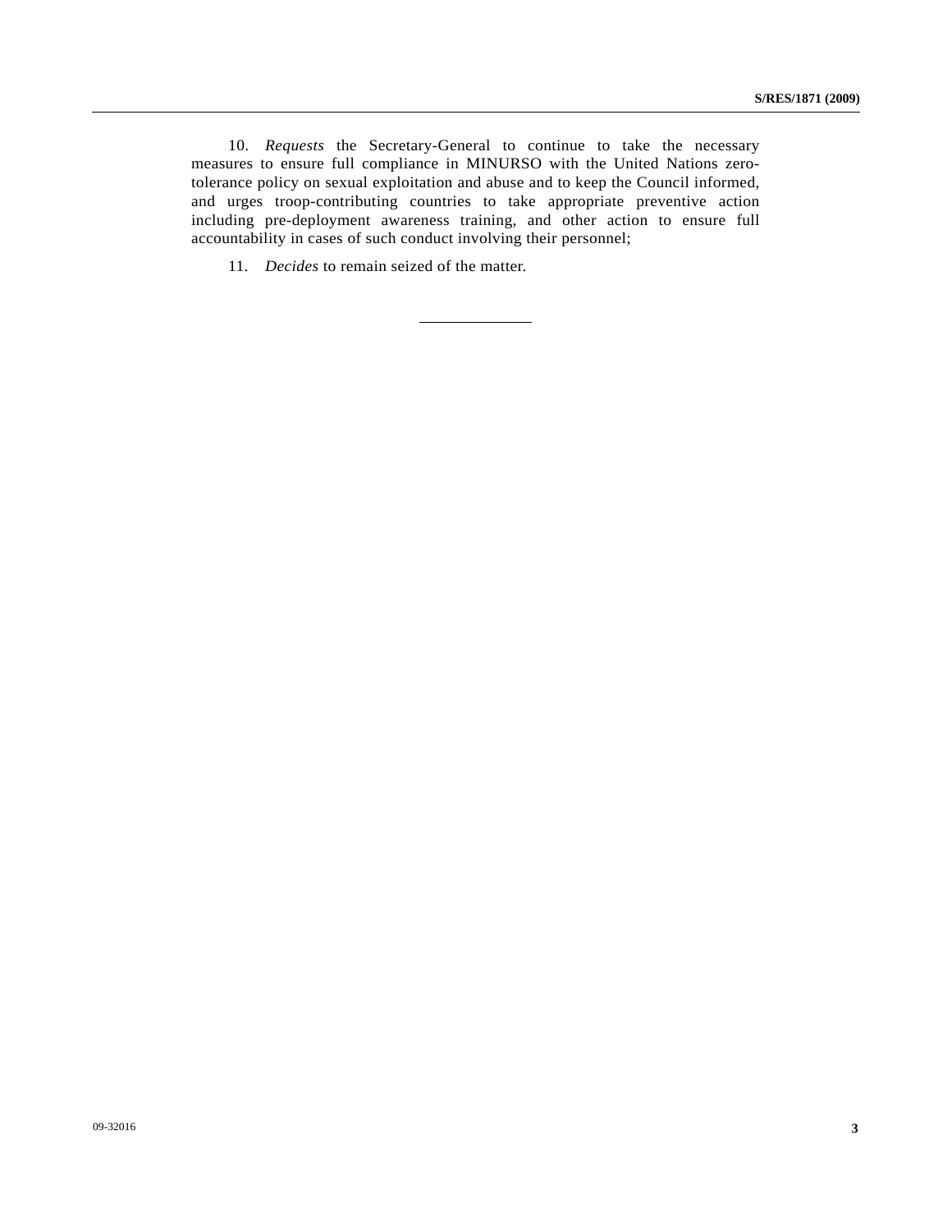10. *Requests* the Secretary-General to continue to take the necessary measures to ensure full compliance in MINURSO with the United Nations zero-tolerance policy on sexual exploitation and abuse and to keep the Council informed, and urges troop-contributing countries to take appropriate preventive action including pre-deployment awareness training, and other action to ensure full accountability in cases of such conduct involving their personnel;

11. *Decides* to remain seized of the matter.